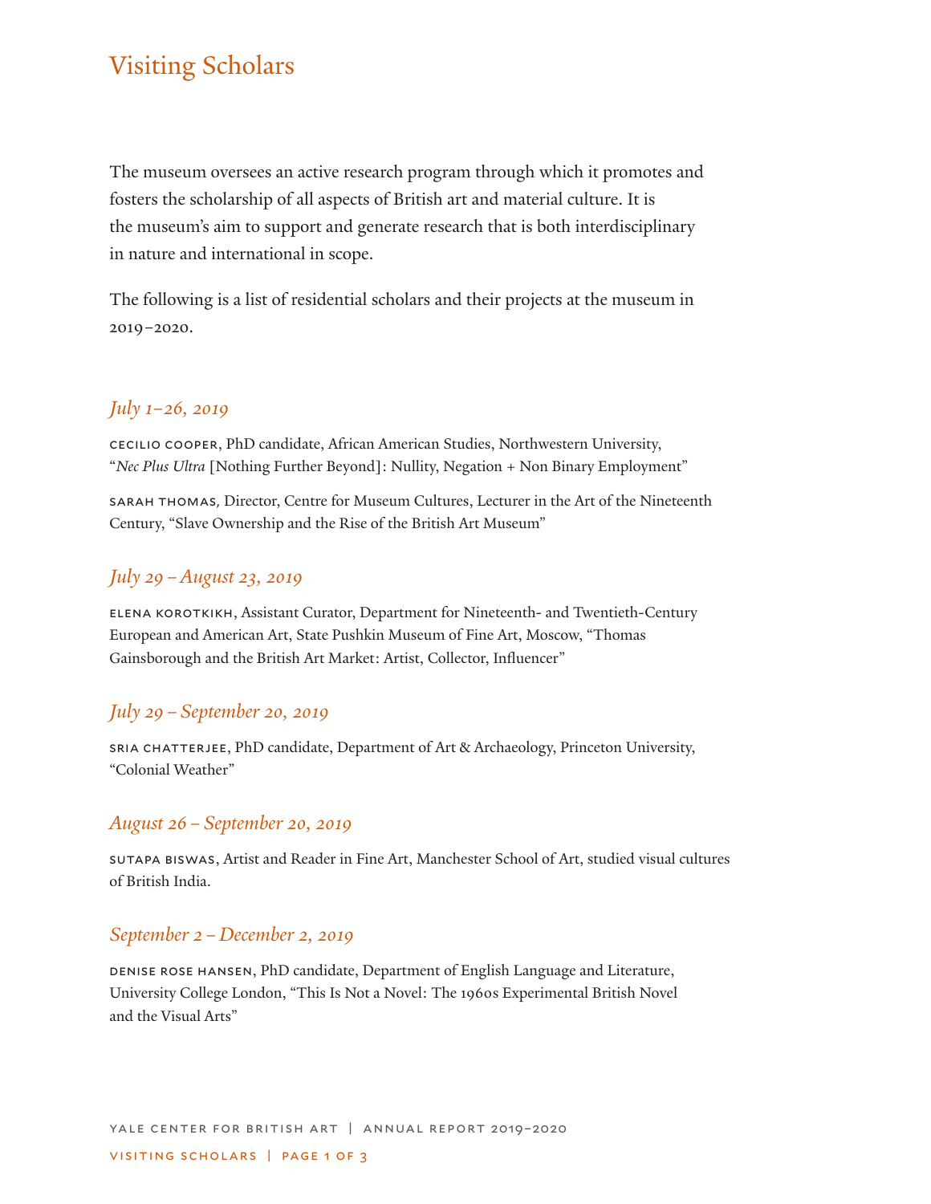# Visiting Scholars

The museum oversees an active research program through which it promotes and fosters the scholarship of all aspects of British art and material culture. It is the museum's aim to support and generate research that is both interdisciplinary in nature and international in scope.

The following is a list of residential scholars and their projects at the museum in 2019–2020.

## *July 1–26, 2019*

CECILIO COOPER, PhD candidate, African American Studies, Northwestern University, "*Nec Plus Ultra* [Nothing Further Beyond]: Nullity, Negation + Non Binary Employment"

SARAH THOMAS, Director, Centre for Museum Cultures, Lecturer in the Art of the Nineteenth Century, "Slave Ownership and the Rise of the British Art Museum"

## *July 29 – August 23, 2019*

ELENA KOROTKIKH, Assistant Curator, Department for Nineteenth- and Twentieth-Century European and American Art, State Pushkin Museum of Fine Art, Moscow, "Thomas Gainsborough and the British Art Market: Artist, Collector, Influencer"

## *July 29 – September 20, 2019*

SRIA CHATTERJEE, PhD candidate, Department of Art & Archaeology, Princeton University, "Colonial Weather"

## *August 26 – September 20, 2019*

SUTAPA BISWAS, Artist and Reader in Fine Art, Manchester School of Art, studied visual cultures of British India.

## *September 2 – December 2, 2019*

DENISE ROSE HANSEN, PhD candidate, Department of English Language and Literature, University College London, "This Is Not a Novel: The 1960s Experimental British Novel and the Visual Arts"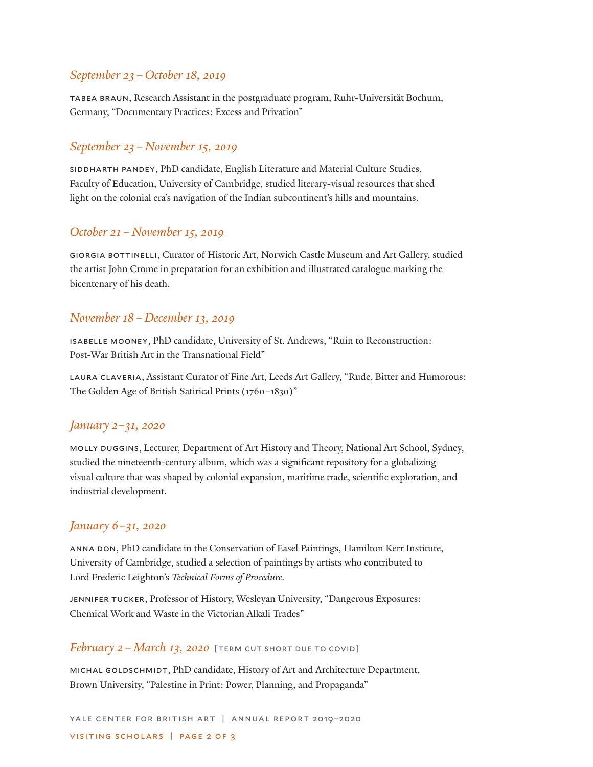### *September 23 – October 18, 2019*

TABEA BRAUN, Research Assistant in the postgraduate program, Ruhr-Universität Bochum, Germany, "Documentary Practices: Excess and Privation"

### *September 23 – November 15, 2019*

SIDDHARTH PANDEY, PhD candidate, English Literature and Material Culture Studies, Faculty of Education, University of Cambridge, studied literary-visual resources that shed light on the colonial era's navigation of the Indian subcontinent's hills and mountains.

### *October 21 – November 15, 2019*

GIORGIA BOTTINELLI, Curator of Historic Art, Norwich Castle Museum and Art Gallery, studied the artist John Crome in preparation for an exhibition and illustrated catalogue marking the bicentenary of his death.

### *November 18 – December 13, 2019*

ISABELLE MOONEY, PhD candidate, University of St. Andrews, "Ruin to Reconstruction: Post-War British Art in the Transnational Field"

LAURA CLAVERIA, Assistant Curator of Fine Art, Leeds Art Gallery, "Rude, Bitter and Humorous: The Golden Age of British Satirical Prints (1760–1830)"

### *January 2–31, 2020*

MOLLY DUGGINS, Lecturer, Department of Art History and Theory, National Art School, Sydney, studied the nineteenth-century album, which was a significant repository for a globalizing visual culture that was shaped by colonial expansion, maritime trade, scientific exploration, and industrial development.

### *January 6–31, 2020*

ANNA DON, PhD candidate in the Conservation of Easel Paintings, Hamilton Kerr Institute, University of Cambridge, studied a selection of paintings by artists who contributed to Lord Frederic Leighton's *Technical Forms of Procedure*.

JENNIFER TUCKER, Professor of History, Wesleyan University, "Dangerous Exposures: Chemical Work and Waste in the Victorian Alkali Trades"

### *February 2 – March 13, 2020* [TERM CUT SHORT DUE TO COVID]

MICHAL GOLDSCHMIDT, PhD candidate, History of Art and Architecture Department, Brown University, "Palestine in Print: Power, Planning, and Propaganda"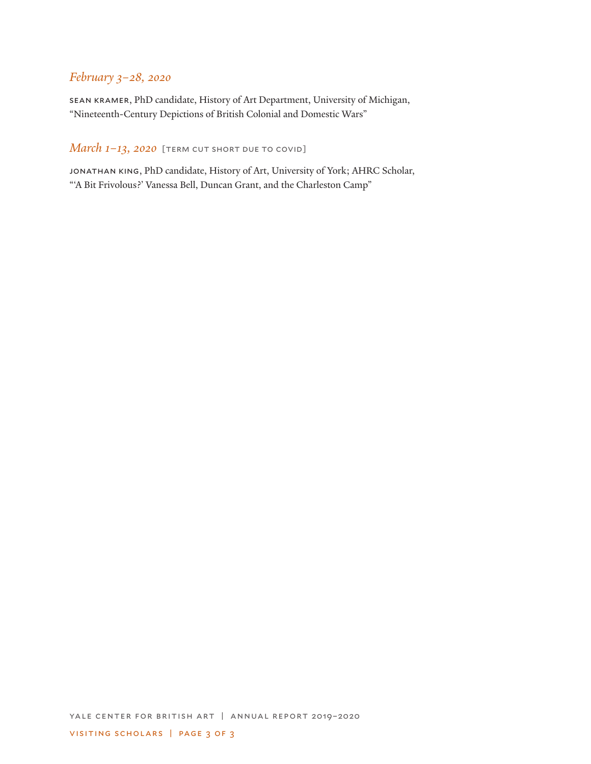*February 3–28, 2020*

SEAN KRAMER, PhD candidate, History of Art Department, University of Michigan, "Nineteenth-Century Depictions of British Colonial and Domestic Wars"

*March 1–13, 2020* [TERM CUT SHORT DUE TO COVID]

JONATHAN KING, PhD candidate, History of Art, University of York; AHRC Scholar, "'A Bit Frivolous?' Vanessa Bell, Duncan Grant, and the Charleston Camp"